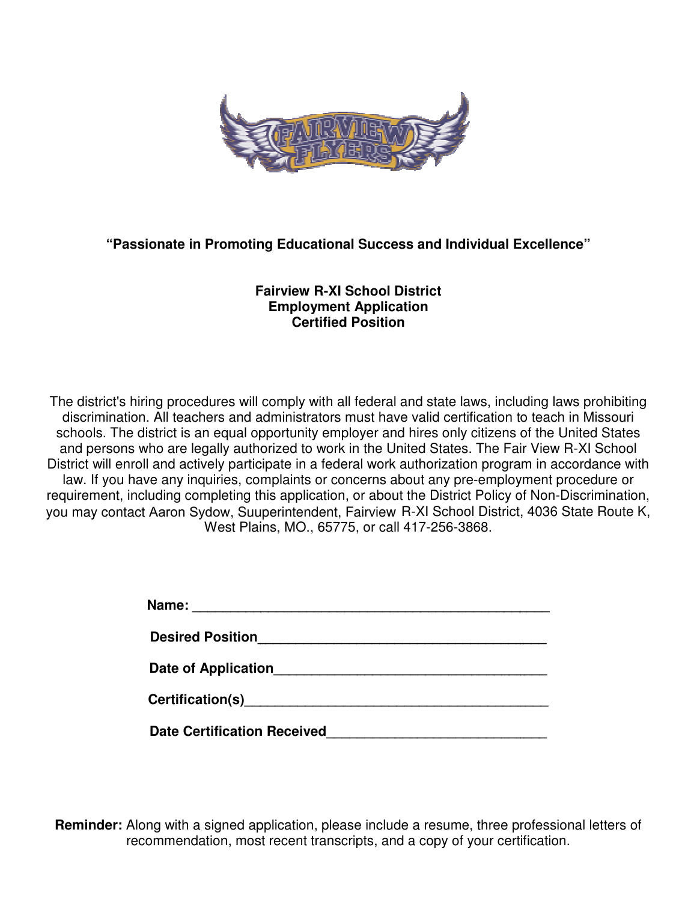**“Passionate in Promoting Educational Success and Individual Excellence”**

**Fairview R-XI School District**
**Employment Application**
**Certified Position**

The district's hiring procedures will comply with all federal and state laws, including laws prohibiting discrimination. All teachers and administrators must have valid certification to teach in Missouri schools. The district is an equal opportunity employer and hires only citizens of the United States and persons who are legally authorized to work in the United States. The Fair View R-XI School District will enroll and actively participate in a federal work authorization program in accordance with law. If you have any inquiries, complaints or concerns about any pre-employment procedure or requirement, including completing this application, or about the District Policy of Non-Discrimination, you may contact Aaron Sydow, Suuperintendent, Fairview R-XI School District, 4036 State Route K, West Plains, MO., 65775, or call 417-256-3868.

**Name:** _______________________________________________

**Desired Position**_____________________________________

**Date of Application**___________________________________

**Certification(s)**______________________________________

**Date Certification Received**____________________________

**Reminder:** Along with a signed application, please include a resume, three professional letters of recommendation, most recent transcripts, and a copy of your certification.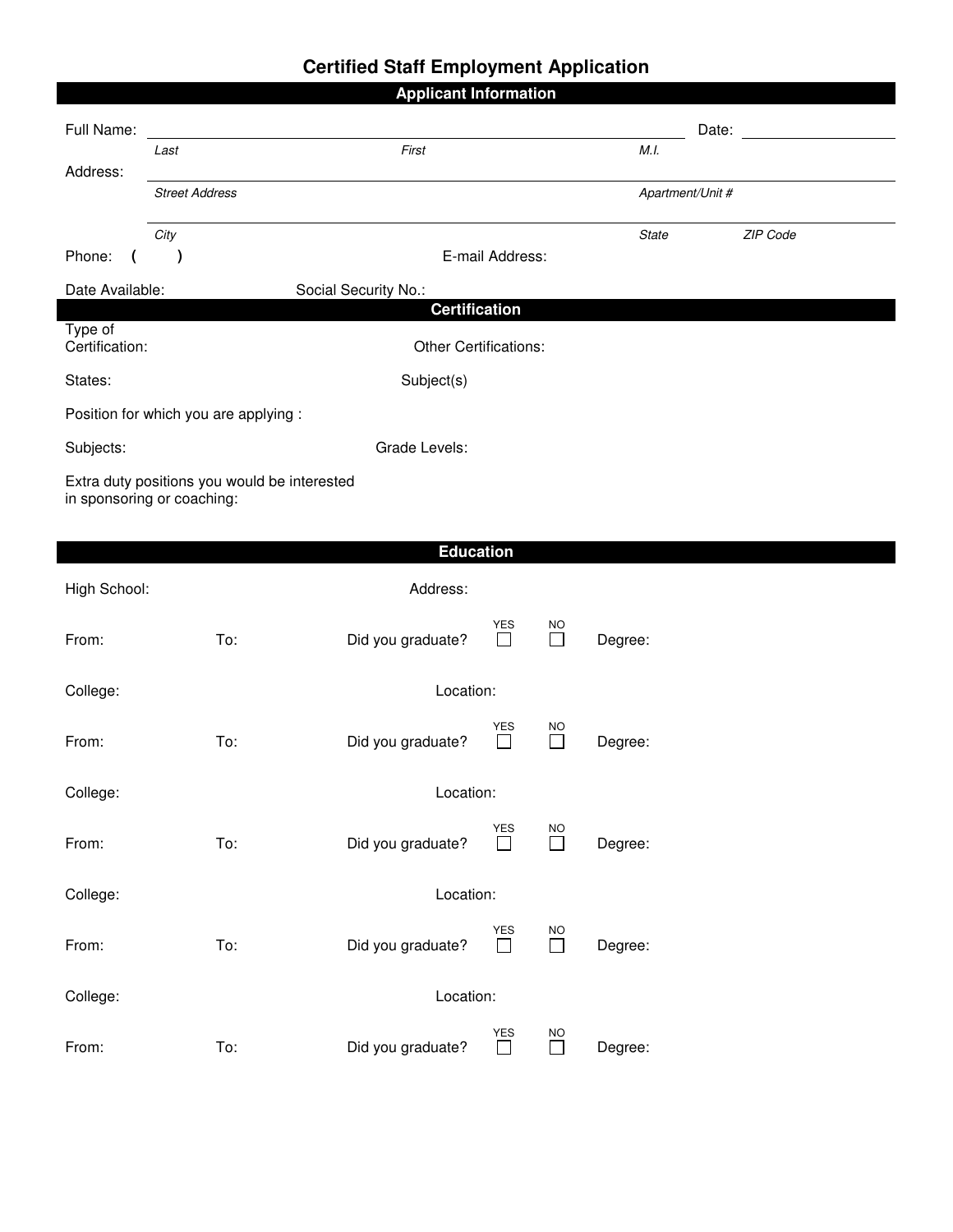# Certified Staff Employment Application

## Applicant Information

Full Name: ______________________________________________ Date: __________

*Last* *First* *M.I.*

Address: ______________________________________________

*Street Address* *Apartment/Unit #*

______________________________________________

*City* *State* *ZIP Code*

Phone: ( ) E-mail Address:

Date Available: Social Security No.:

## Certification

Type of Certification: Other Certifications:

States: Subject(s)

Position for which you are applying :

Subjects: Grade Levels:

Extra duty positions you would be interested in sponsoring or coaching:

## Education

High School: Address:

From: To: Did you graduate? YES ☐ NO ☐ Degree:

College: Location:

From: To: Did you graduate? YES ☐ NO ☐ Degree:

College: Location:

From: To: Did you graduate? YES ☐ NO ☐ Degree:

College: Location:

From: To: Did you graduate? YES ☐ NO ☐ Degree:

College: Location:

From: To: Did you graduate? YES ☐ NO ☐ Degree: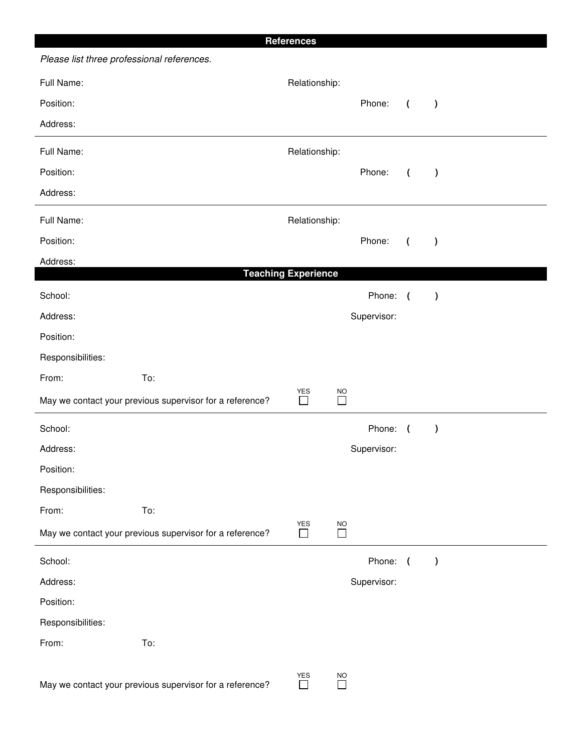## References

*Please list three professional references.*

Full Name: Relationship:

Position: Phone: ( )

Address:

---

Full Name: Relationship:

Position: Phone: ( )

Address:

---

Full Name: Relationship:

Position: Phone: ( )

Address:

## Teaching Experience

School: Phone: ( )

Address: Supervisor:

Position:

Responsibilities:

From: To:

May we contact your previous supervisor for a reference? YES ☐ NO ☐

---

School: Phone: ( )

Address: Supervisor:

Position:

Responsibilities:

From: To:

May we contact your previous supervisor for a reference? YES ☐ NO ☐

---

School: Phone: ( )

Address: Supervisor:

Position:

Responsibilities:

From: To:

May we contact your previous supervisor for a reference? YES ☐ NO ☐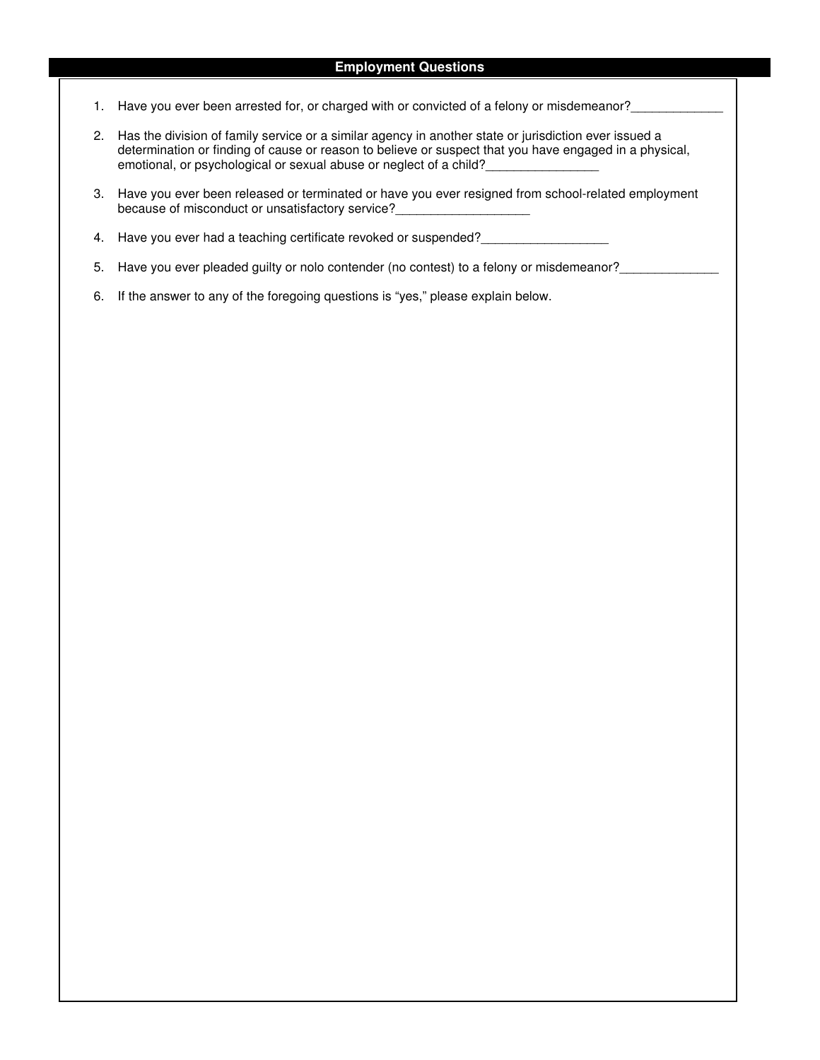## Employment Questions

1. Have you ever been arrested for, or charged with or convicted of a felony or misdemeanor?_____________

2. Has the division of family service or a similar agency in another state or jurisdiction ever issued a determination or finding of cause or reason to believe or suspect that you have engaged in a physical, emotional, or psychological or sexual abuse or neglect of a child?________________

3. Have you ever been released or terminated or have you ever resigned from school-related employment because of misconduct or unsatisfactory service?___________________

4. Have you ever had a teaching certificate revoked or suspended?__________________

5. Have you ever pleaded guilty or nolo contender (no contest) to a felony or misdemeanor?______________

6. If the answer to any of the foregoing questions is "yes," please explain below.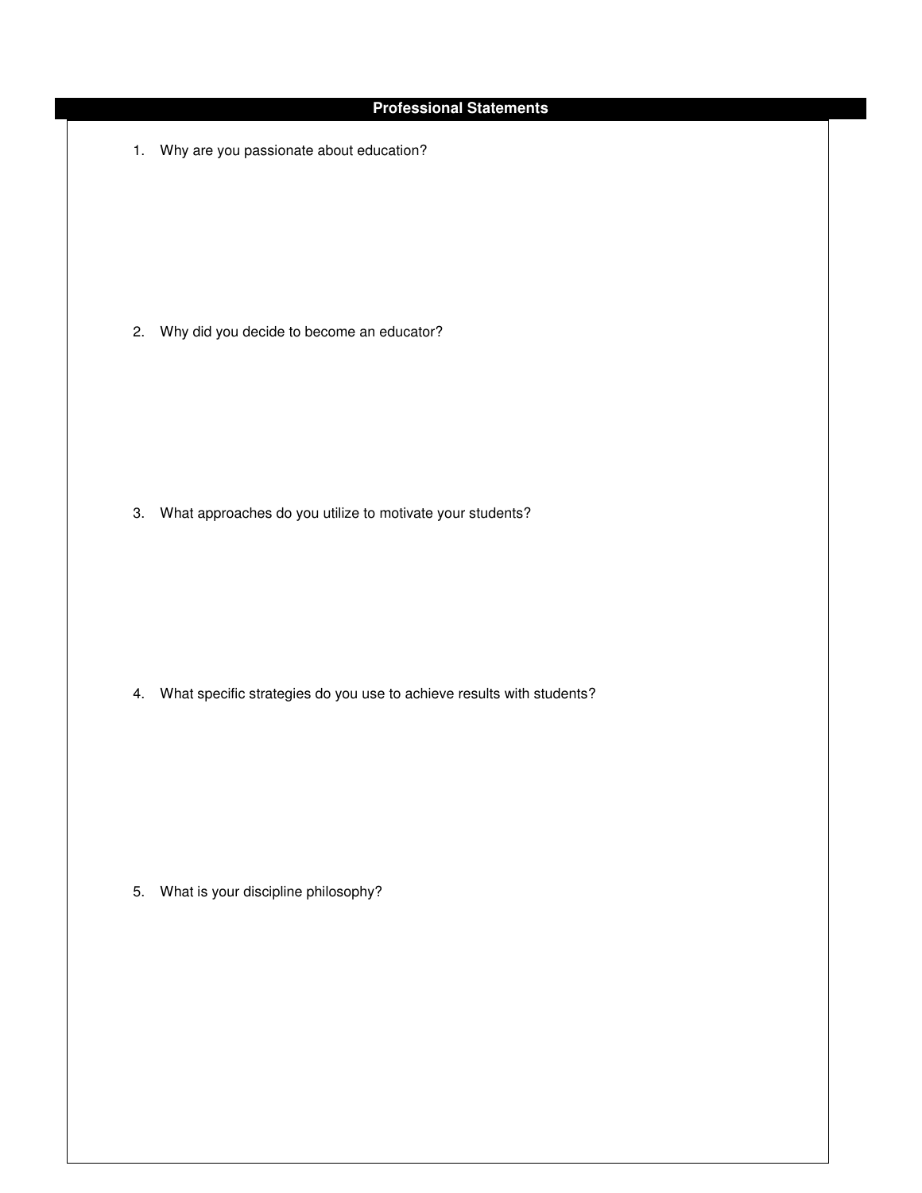## Professional Statements

1. Why are you passionate about education?

2. Why did you decide to become an educator?

3. What approaches do you utilize to motivate your students?

4. What specific strategies do you use to achieve results with students?

5. What is your discipline philosophy?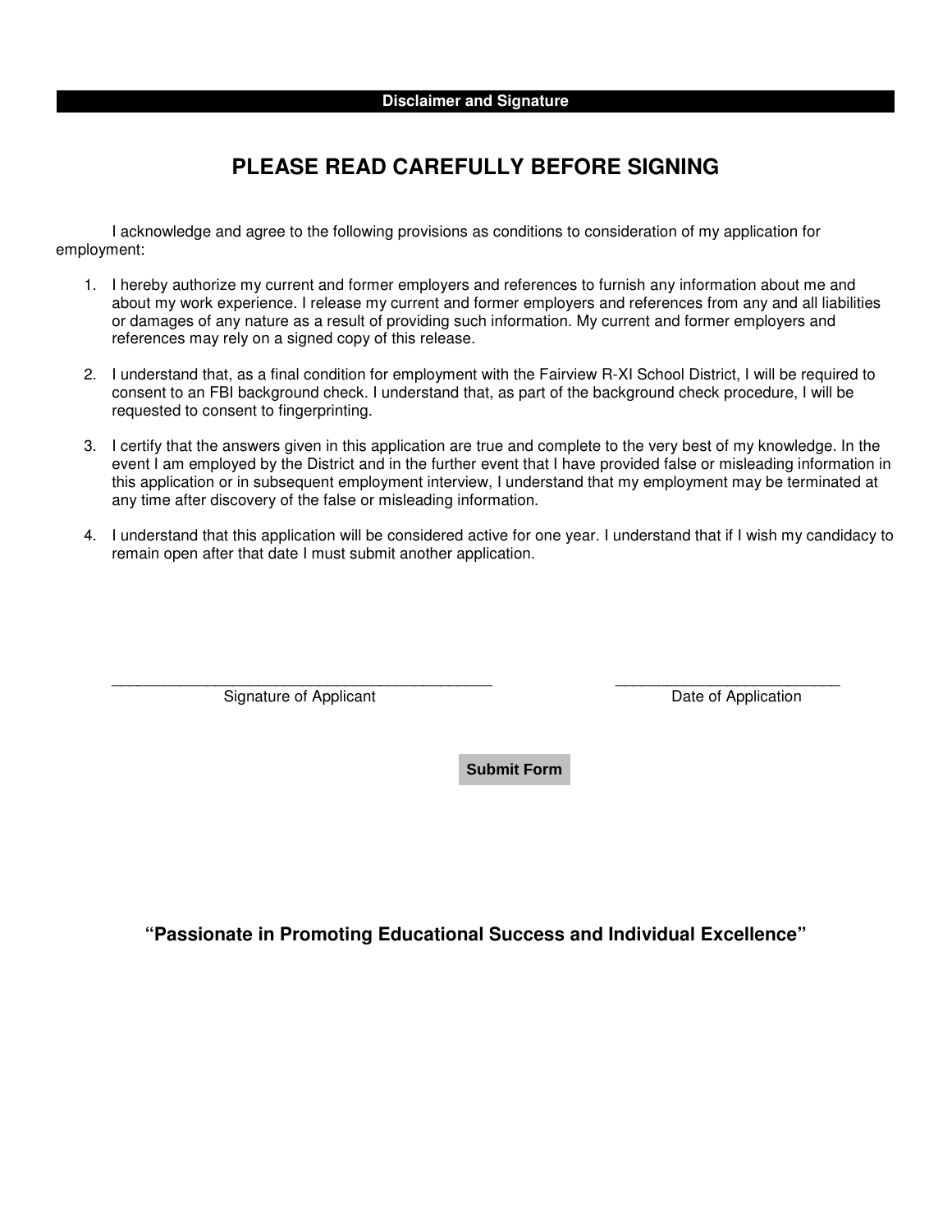## Disclaimer and Signature

# PLEASE READ CAREFULLY BEFORE SIGNING

I acknowledge and agree to the following provisions as conditions to consideration of my application for employment:

1. I hereby authorize my current and former employers and references to furnish any information about me and about my work experience. I release my current and former employers and references from any and all liabilities or damages of any nature as a result of providing such information. My current and former employers and references may rely on a signed copy of this release.

2. I understand that, as a final condition for employment with the Fairview R-XI School District, I will be required to consent to an FBI background check. I understand that, as part of the background check procedure, I will be requested to consent to fingerprinting.

3. I certify that the answers given in this application are true and complete to the very best of my knowledge. In the event I am employed by the District and in the further event that I have provided false or misleading information in this application or in subsequent employment interview, I understand that my employment may be terminated at any time after discovery of the false or misleading information.

4. I understand that this application will be considered active for one year. I understand that if I wish my candidacy to remain open after that date I must submit another application.

_______________________________________________ Signature of Applicant

___________________________ Date of Application

**Submit Form**

**"Passionate in Promoting Educational Success and Individual Excellence"**